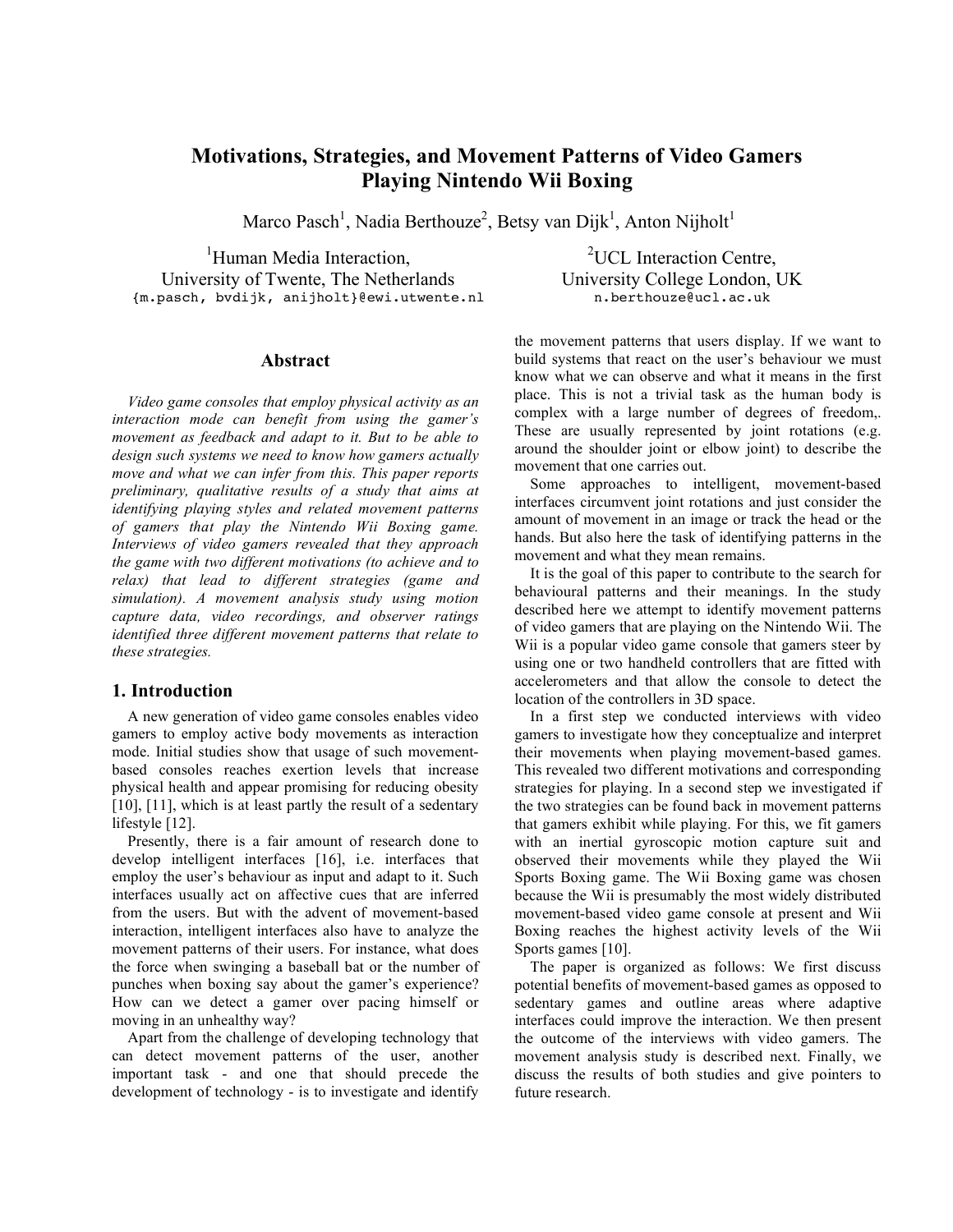# Motivations, Strategies, and Movement Patterns of Video Gamers Playing Nintendo Wii Boxing

Marco Pasch[1], Nadia Berthouze[2], Betsy van Dijk[1], Anton Nijholt[1]

[1]Human Media Interaction,
University of Twente, The Netherlands
{m.pasch, bvdijk, anijholt}@ewi.utwente.nl

[2]UCL Interaction Centre,
University College London, UK
n.berthouze@ucl.ac.uk

## Abstract

*Video game consoles that employ physical activity as an interaction mode can benefit from using the gamer's movement as feedback and adapt to it. But to be able to design such systems we need to know how gamers actually move and what we can infer from this. This paper reports preliminary, qualitative results of a study that aims at identifying playing styles and related movement patterns of gamers that play the Nintendo Wii Boxing game. Interviews of video gamers revealed that they approach the game with two different motivations (to achieve and to relax) that lead to different strategies (game and simulation). A movement analysis study using motion capture data, video recordings, and observer ratings identified three different movement patterns that relate to these strategies.*

## 1. Introduction

A new generation of video game consoles enables video gamers to employ active body movements as interaction mode. Initial studies show that usage of such movement-based consoles reaches exertion levels that increase physical health and appear promising for reducing obesity [10], [11], which is at least partly the result of a sedentary lifestyle [12].

Presently, there is a fair amount of research done to develop intelligent interfaces [16], i.e. interfaces that employ the user's behaviour as input and adapt to it. Such interfaces usually act on affective cues that are inferred from the users. But with the advent of movement-based interaction, intelligent interfaces also have to analyze the movement patterns of their users. For instance, what does the force when swinging a baseball bat or the number of punches when boxing say about the gamer's experience? How can we detect a gamer over pacing himself or moving in an unhealthy way?

Apart from the challenge of developing technology that can detect movement patterns of the user, another important task - and one that should precede the development of technology - is to investigate and identify the movement patterns that users display. If we want to build systems that react on the user's behaviour we must know what we can observe and what it means in the first place. This is not a trivial task as the human body is complex with a large number of degrees of freedom,. These are usually represented by joint rotations (e.g. around the shoulder joint or elbow joint) to describe the movement that one carries out.

Some approaches to intelligent, movement-based interfaces circumvent joint rotations and just consider the amount of movement in an image or track the head or the hands. But also here the task of identifying patterns in the movement and what they mean remains.

It is the goal of this paper to contribute to the search for behavioural patterns and their meanings. In the study described here we attempt to identify movement patterns of video gamers that are playing on the Nintendo Wii. The Wii is a popular video game console that gamers steer by using one or two handheld controllers that are fitted with accelerometers and that allow the console to detect the location of the controllers in 3D space.

In a first step we conducted interviews with video gamers to investigate how they conceptualize and interpret their movements when playing movement-based games. This revealed two different motivations and corresponding strategies for playing. In a second step we investigated if the two strategies can be found back in movement patterns that gamers exhibit while playing. For this, we fit gamers with an inertial gyroscopic motion capture suit and observed their movements while they played the Wii Sports Boxing game. The Wii Boxing game was chosen because the Wii is presumably the most widely distributed movement-based video game console at present and Wii Boxing reaches the highest activity levels of the Wii Sports games [10].

The paper is organized as follows: We first discuss potential benefits of movement-based games as opposed to sedentary games and outline areas where adaptive interfaces could improve the interaction. We then present the outcome of the interviews with video gamers. The movement analysis study is described next. Finally, we discuss the results of both studies and give pointers to future research.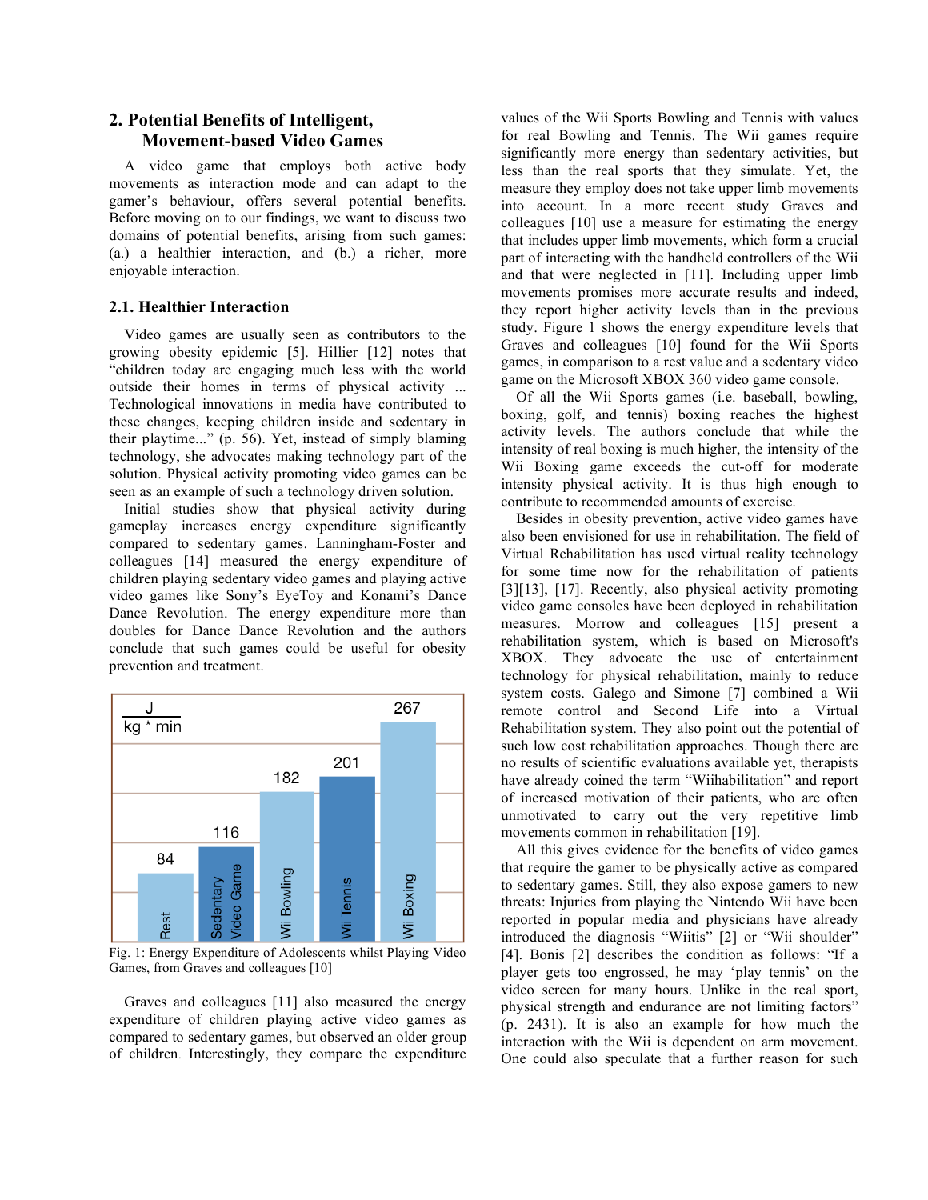## 2. Potential Benefits of Intelligent, Movement-based Video Games

A video game that employs both active body movements as interaction mode and can adapt to the gamer's behaviour, offers several potential benefits. Before moving on to our findings, we want to discuss two domains of potential benefits, arising from such games: (a.) a healthier interaction, and (b.) a richer, more enjoyable interaction.

### 2.1. Healthier Interaction

Video games are usually seen as contributors to the growing obesity epidemic [5]. Hillier [12] notes that "children today are engaging much less with the world outside their homes in terms of physical activity ... Technological innovations in media have contributed to these changes, keeping children inside and sedentary in their playtime..." (p. 56). Yet, instead of simply blaming technology, she advocates making technology part of the solution. Physical activity promoting video games can be seen as an example of such a technology driven solution.

Initial studies show that physical activity during gameplay increases energy expenditure significantly compared to sedentary games. Lanningham-Foster and colleagues [14] measured the energy expenditure of children playing sedentary video games and playing active video games like Sony's EyeToy and Konami's Dance Dance Revolution. The energy expenditure more than doubles for Dance Dance Revolution and the authors conclude that such games could be useful for obesity prevention and treatment.

| $\frac{J}{kg * min}$ | Energy expenditure |
| --- | --- |
| Rest | 84 |
| Sedentary Video Game | 116 |
| Wii Bowling | 182 |
| Wii Tennis | 201 |
| Wii Boxing | 267 |

Fig. 1: Energy Expenditure of Adolescents whilst Playing Video Games, from Graves and colleagues [10]

Graves and colleagues [11] also measured the energy expenditure of children playing active video games as compared to sedentary games, but observed an older group of children. Interestingly, they compare the expenditure values of the Wii Sports Bowling and Tennis with values for real Bowling and Tennis. The Wii games require significantly more energy than sedentary activities, but less than the real sports that they simulate. Yet, the measure they employ does not take upper limb movements into account. In a more recent study Graves and colleagues [10] use a measure for estimating the energy that includes upper limb movements, which form a crucial part of interacting with the handheld controllers of the Wii and that were neglected in [11]. Including upper limb movements promises more accurate results and indeed, they report higher activity levels than in the previous study. Figure 1 shows the energy expenditure levels that Graves and colleagues [10] found for the Wii Sports games, in comparison to a rest value and a sedentary video game on the Microsoft XBOX 360 video game console.

Of all the Wii Sports games (i.e. baseball, bowling, boxing, golf, and tennis) boxing reaches the highest activity levels. The authors conclude that while the intensity of real boxing is much higher, the intensity of the Wii Boxing game exceeds the cut-off for moderate intensity physical activity. It is thus high enough to contribute to recommended amounts of exercise.

Besides in obesity prevention, active video games have also been envisioned for use in rehabilitation. The field of Virtual Rehabilitation has used virtual reality technology for some time now for the rehabilitation of patients [3][13], [17]. Recently, also physical activity promoting video game consoles have been deployed in rehabilitation measures. Morrow and colleagues [15] present a rehabilitation system, which is based on Microsoft's XBOX. They advocate the use of entertainment technology for physical rehabilitation, mainly to reduce system costs. Galego and Simone [7] combined a Wii remote control and Second Life into a Virtual Rehabilitation system. They also point out the potential of such low cost rehabilitation approaches. Though there are no results of scientific evaluations available yet, therapists have already coined the term "Wiihabilitation" and report of increased motivation of their patients, who are often unmotivated to carry out the very repetitive limb movements common in rehabilitation [19].

All this gives evidence for the benefits of video games that require the gamer to be physically active as compared to sedentary games. Still, they also expose gamers to new threats: Injuries from playing the Nintendo Wii have been reported in popular media and physicians have already introduced the diagnosis "Wiitis" [2] or "Wii shoulder" [4]. Bonis [2] describes the condition as follows: "If a player gets too engrossed, he may 'play tennis' on the video screen for many hours. Unlike in the real sport, physical strength and endurance are not limiting factors" (p. 2431). It is also an example for how much the interaction with the Wii is dependent on arm movement. One could also speculate that a further reason for such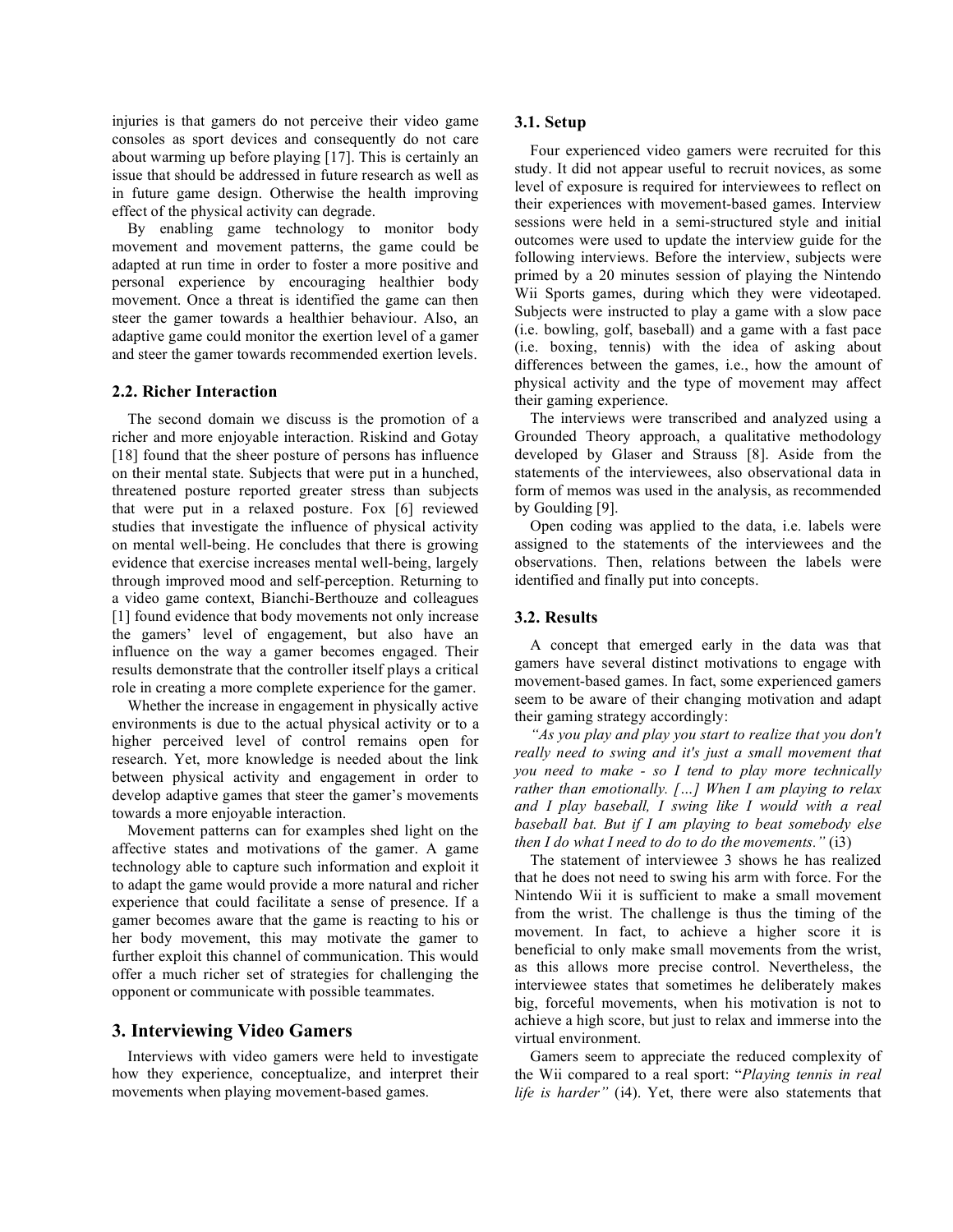injuries is that gamers do not perceive their video game consoles as sport devices and consequently do not care about warming up before playing [17]. This is certainly an issue that should be addressed in future research as well as in future game design. Otherwise the health improving effect of the physical activity can degrade.

By enabling game technology to monitor body movement and movement patterns, the game could be adapted at run time in order to foster a more positive and personal experience by encouraging healthier body movement. Once a threat is identified the game can then steer the gamer towards a healthier behaviour. Also, an adaptive game could monitor the exertion level of a gamer and steer the gamer towards recommended exertion levels.

### 2.2. Richer Interaction

The second domain we discuss is the promotion of a richer and more enjoyable interaction. Riskind and Gotay [18] found that the sheer posture of persons has influence on their mental state. Subjects that were put in a hunched, threatened posture reported greater stress than subjects that were put in a relaxed posture. Fox [6] reviewed studies that investigate the influence of physical activity on mental well-being. He concludes that there is growing evidence that exercise increases mental well-being, largely through improved mood and self-perception. Returning to a video game context, Bianchi-Berthouze and colleagues [1] found evidence that body movements not only increase the gamers' level of engagement, but also have an influence on the way a gamer becomes engaged. Their results demonstrate that the controller itself plays a critical role in creating a more complete experience for the gamer.

Whether the increase in engagement in physically active environments is due to the actual physical activity or to a higher perceived level of control remains open for research. Yet, more knowledge is needed about the link between physical activity and engagement in order to develop adaptive games that steer the gamer's movements towards a more enjoyable interaction.

Movement patterns can for examples shed light on the affective states and motivations of the gamer. A game technology able to capture such information and exploit it to adapt the game would provide a more natural and richer experience that could facilitate a sense of presence. If a gamer becomes aware that the game is reacting to his or her body movement, this may motivate the gamer to further exploit this channel of communication. This would offer a much richer set of strategies for challenging the opponent or communicate with possible teammates.

## 3. Interviewing Video Gamers

Interviews with video gamers were held to investigate how they experience, conceptualize, and interpret their movements when playing movement-based games.

### 3.1. Setup

Four experienced video gamers were recruited for this study. It did not appear useful to recruit novices, as some level of exposure is required for interviewees to reflect on their experiences with movement-based games. Interview sessions were held in a semi-structured style and initial outcomes were used to update the interview guide for the following interviews. Before the interview, subjects were primed by a 20 minutes session of playing the Nintendo Wii Sports games, during which they were videotaped. Subjects were instructed to play a game with a slow pace (i.e. bowling, golf, baseball) and a game with a fast pace (i.e. boxing, tennis) with the idea of asking about differences between the games, i.e., how the amount of physical activity and the type of movement may affect their gaming experience.

The interviews were transcribed and analyzed using a Grounded Theory approach, a qualitative methodology developed by Glaser and Strauss [8]. Aside from the statements of the interviewees, also observational data in form of memos was used in the analysis, as recommended by Goulding [9].

Open coding was applied to the data, i.e. labels were assigned to the statements of the interviewees and the observations. Then, relations between the labels were identified and finally put into concepts.

### 3.2. Results

A concept that emerged early in the data was that gamers have several distinct motivations to engage with movement-based games. In fact, some experienced gamers seem to be aware of their changing motivation and adapt their gaming strategy accordingly:

*"As you play and play you start to realize that you don't really need to swing and it's just a small movement that you need to make - so I tend to play more technically rather than emotionally. […] When I am playing to relax and I play baseball, I swing like I would with a real baseball bat. But if I am playing to beat somebody else then I do what I need to do to do the movements."* (i3)

The statement of interviewee 3 shows he has realized that he does not need to swing his arm with force. For the Nintendo Wii it is sufficient to make a small movement from the wrist. The challenge is thus the timing of the movement. In fact, to achieve a higher score it is beneficial to only make small movements from the wrist, as this allows more precise control. Nevertheless, the interviewee states that sometimes he deliberately makes big, forceful movements, when his motivation is not to achieve a high score, but just to relax and immerse into the virtual environment.

Gamers seem to appreciate the reduced complexity of the Wii compared to a real sport: "*Playing tennis in real life is harder"* (i4). Yet, there were also statements that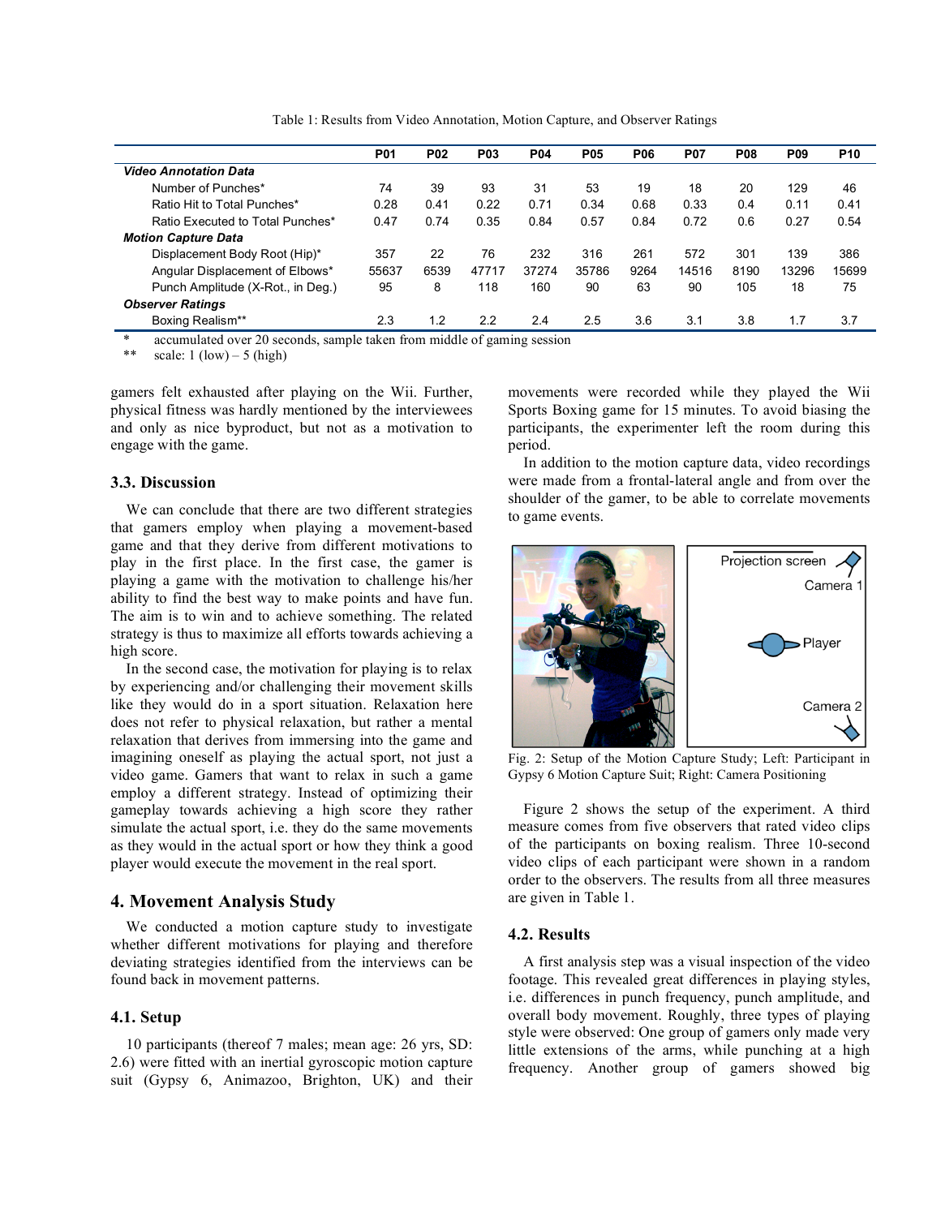Table 1: Results from Video Annotation, Motion Capture, and Observer Ratings

| | P01 | P02 | P03 | P04 | P05 | P06 | P07 | P08 | P09 | P10 |
|---|---|---|---|---|---|---|---|---|---|---|
| ***Video Annotation Data*** | | | | | | | | | | |
| Number of Punches* | 74 | 39 | 93 | 31 | 53 | 19 | 18 | 20 | 129 | 46 |
| Ratio Hit to Total Punches* | 0.28 | 0.41 | 0.22 | 0.71 | 0.34 | 0.68 | 0.33 | 0.4 | 0.11 | 0.41 |
| Ratio Executed to Total Punches* | 0.47 | 0.74 | 0.35 | 0.84 | 0.57 | 0.84 | 0.72 | 0.6 | 0.27 | 0.54 |
| ***Motion Capture Data*** | | | | | | | | | | |
| Displacement Body Root (Hip)* | 357 | 22 | 76 | 232 | 316 | 261 | 572 | 301 | 139 | 386 |
| Angular Displacement of Elbows* | 55637 | 6539 | 47717 | 37274 | 35786 | 9264 | 14516 | 8190 | 13296 | 15699 |
| Punch Amplitude (X-Rot., in Deg.) | 95 | 8 | 118 | 160 | 90 | 63 | 90 | 105 | 18 | 75 |
| ***Observer Ratings*** | | | | | | | | | | |
| Boxing Realism** | 2.3 | 1.2 | 2.2 | 2.4 | 2.5 | 3.6 | 3.1 | 3.8 | 1.7 | 3.7 |

\* accumulated over 20 seconds, sample taken from middle of gaming session
\*\* scale: 1 (low) – 5 (high)

gamers felt exhausted after playing on the Wii. Further, physical fitness was hardly mentioned by the interviewees and only as nice byproduct, but not as a motivation to engage with the game.

### 3.3. Discussion

We can conclude that there are two different strategies that gamers employ when playing a movement-based game and that they derive from different motivations to play in the first place. In the first case, the gamer is playing a game with the motivation to challenge his/her ability to find the best way to make points and have fun. The aim is to win and to achieve something. The related strategy is thus to maximize all efforts towards achieving a high score.

In the second case, the motivation for playing is to relax by experiencing and/or challenging their movement skills like they would do in a sport situation. Relaxation here does not refer to physical relaxation, but rather a mental relaxation that derives from immersing into the game and imagining oneself as playing the actual sport, not just a video game. Gamers that want to relax in such a game employ a different strategy. Instead of optimizing their gameplay towards achieving a high score they rather simulate the actual sport, i.e. they do the same movements as they would in the actual sport or how they think a good player would execute the movement in the real sport.

## 4. Movement Analysis Study

We conducted a motion capture study to investigate whether different motivations for playing and therefore deviating strategies identified from the interviews can be found back in movement patterns.

### 4.1. Setup

10 participants (thereof 7 males; mean age: 26 yrs, SD: 2.6) were fitted with an inertial gyroscopic motion capture suit (Gypsy 6, Animazoo, Brighton, UK) and their movements were recorded while they played the Wii Sports Boxing game for 15 minutes. To avoid biasing the participants, the experimenter left the room during this period.

In addition to the motion capture data, video recordings were made from a frontal-lateral angle and from over the shoulder of the gamer, to be able to correlate movements to game events.

Fig. 2: Setup of the Motion Capture Study; Left: Participant in Gypsy 6 Motion Capture Suit; Right: Camera Positioning

Figure 2 shows the setup of the experiment. A third measure comes from five observers that rated video clips of the participants on boxing realism. Three 10-second video clips of each participant were shown in a random order to the observers. The results from all three measures are given in Table 1.

### 4.2. Results

A first analysis step was a visual inspection of the video footage. This revealed great differences in playing styles, i.e. differences in punch frequency, punch amplitude, and overall body movement. Roughly, three types of playing style were observed: One group of gamers only made very little extensions of the arms, while punching at a high frequency. Another group of gamers showed big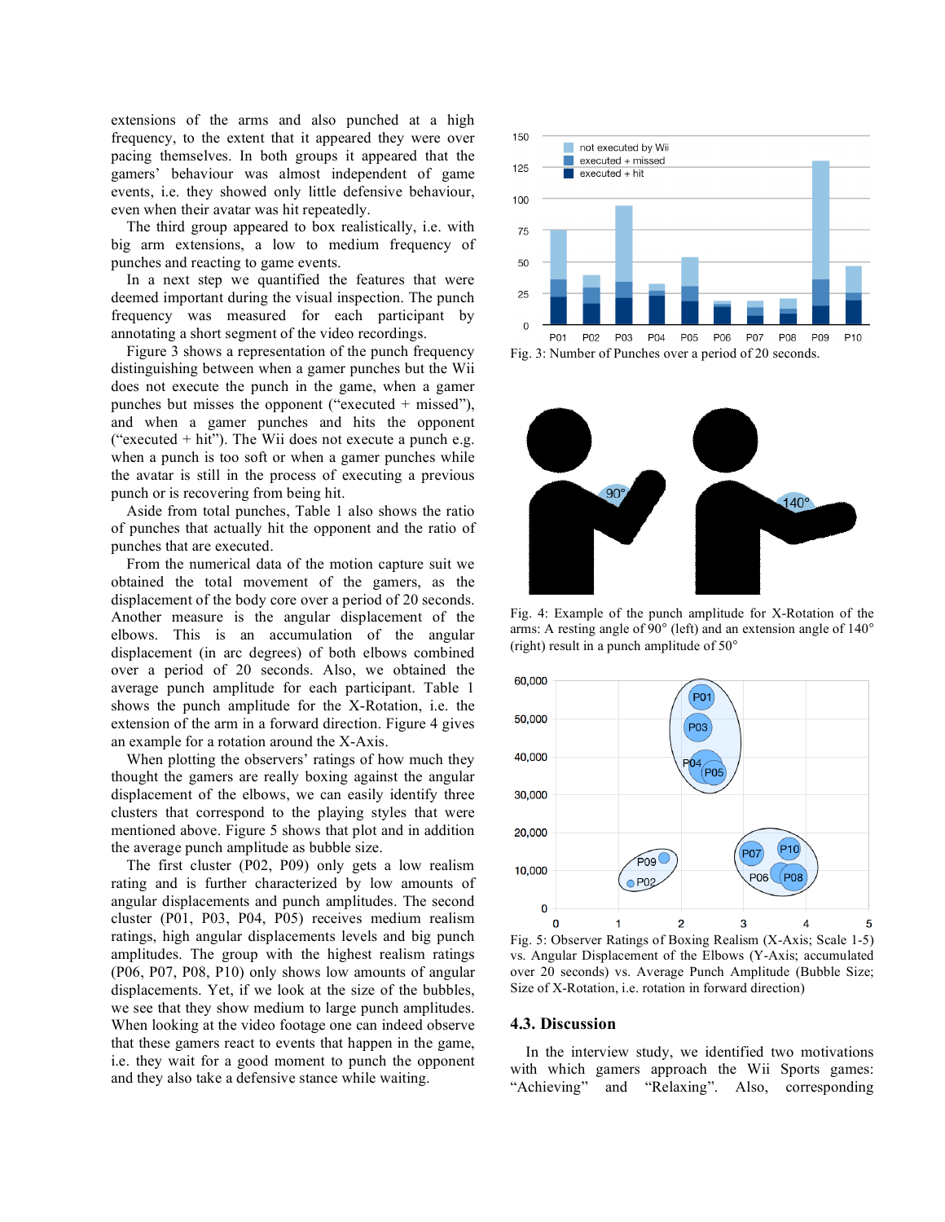extensions of the arms and also punched at a high frequency, to the extent that it appeared they were over pacing themselves. In both groups it appeared that the gamers' behaviour was almost independent of game events, i.e. they showed only little defensive behaviour, even when their avatar was hit repeatedly.

The third group appeared to box realistically, i.e. with big arm extensions, a low to medium frequency of punches and reacting to game events.

In a next step we quantified the features that were deemed important during the visual inspection. The punch frequency was measured for each participant by annotating a short segment of the video recordings.

Figure 3 shows a representation of the punch frequency distinguishing between when a gamer punches but the Wii does not execute the punch in the game, when a gamer punches but misses the opponent ("executed + missed"), and when a gamer punches and hits the opponent ("executed + hit"). The Wii does not execute a punch e.g. when a punch is too soft or when a gamer punches while the avatar is still in the process of executing a previous punch or is recovering from being hit.

Aside from total punches, Table 1 also shows the ratio of punches that actually hit the opponent and the ratio of punches that are executed.

From the numerical data of the motion capture suit we obtained the total movement of the gamers, as the displacement of the body core over a period of 20 seconds. Another measure is the angular displacement of the elbows. This is an accumulation of the angular displacement (in arc degrees) of both elbows combined over a period of 20 seconds. Also, we obtained the average punch amplitude for each participant. Table 1 shows the punch amplitude for the X-Rotation, i.e. the extension of the arm in a forward direction. Figure 4 gives an example for a rotation around the X-Axis.

When plotting the observers' ratings of how much they thought the gamers are really boxing against the angular displacement of the elbows, we can easily identify three clusters that correspond to the playing styles that were mentioned above. Figure 5 shows that plot and in addition the average punch amplitude as bubble size.

The first cluster (P02, P09) only gets a low realism rating and is further characterized by low amounts of angular displacements and punch amplitudes. The second cluster (P01, P03, P04, P05) receives medium realism ratings, high angular displacements levels and big punch amplitudes. The group with the highest realism ratings (P06, P07, P08, P10) only shows low amounts of angular displacements. Yet, if we look at the size of the bubbles, we see that they show medium to large punch amplitudes. When looking at the video footage one can indeed observe that these gamers react to events that happen in the game, i.e. they wait for a good moment to punch the opponent and they also take a defensive stance while waiting.

Fig. 3: Number of Punches over a period of 20 seconds.

Fig. 4: Example of the punch amplitude for X-Rotation of the arms: A resting angle of 90° (left) and an extension angle of 140° (right) result in a punch amplitude of 50°

Fig. 5: Observer Ratings of Boxing Realism (X-Axis; Scale 1-5) vs. Angular Displacement of the Elbows (Y-Axis; accumulated over 20 seconds) vs. Average Punch Amplitude (Bubble Size; Size of X-Rotation, i.e. rotation in forward direction)

### 4.3. Discussion

In the interview study, we identified two motivations with which gamers approach the Wii Sports games: "Achieving" and "Relaxing". Also, corresponding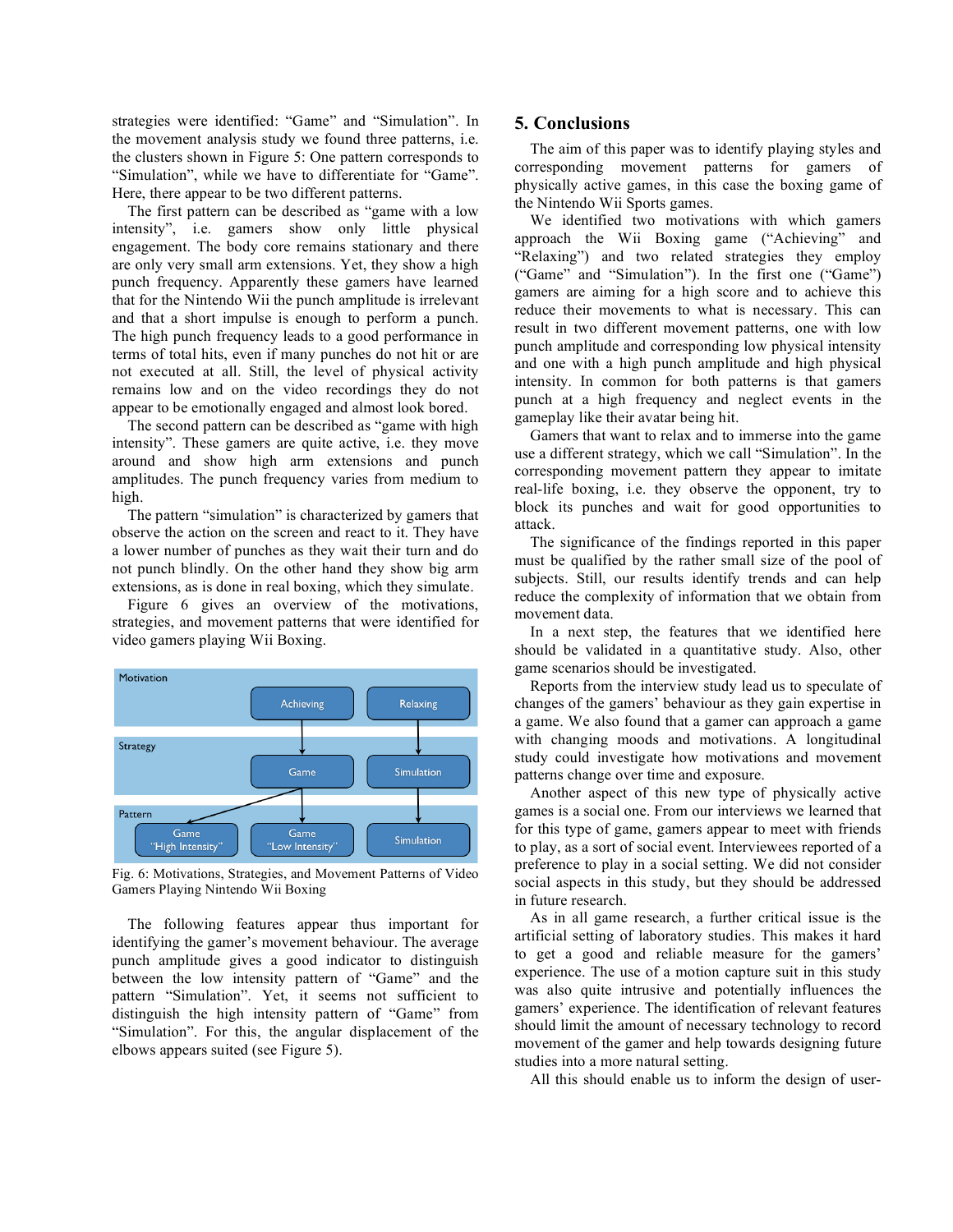strategies were identified: "Game" and "Simulation". In the movement analysis study we found three patterns, i.e. the clusters shown in Figure 5: One pattern corresponds to "Simulation", while we have to differentiate for "Game". Here, there appear to be two different patterns.

The first pattern can be described as "game with a low intensity", i.e. gamers show only little physical engagement. The body core remains stationary and there are only very small arm extensions. Yet, they show a high punch frequency. Apparently these gamers have learned that for the Nintendo Wii the punch amplitude is irrelevant and that a short impulse is enough to perform a punch. The high punch frequency leads to a good performance in terms of total hits, even if many punches do not hit or are not executed at all. Still, the level of physical activity remains low and on the video recordings they do not appear to be emotionally engaged and almost look bored.

The second pattern can be described as "game with high intensity". These gamers are quite active, i.e. they move around and show high arm extensions and punch amplitudes. The punch frequency varies from medium to high.

The pattern "simulation" is characterized by gamers that observe the action on the screen and react to it. They have a lower number of punches as they wait their turn and do not punch blindly. On the other hand they show big arm extensions, as is done in real boxing, which they simulate.

Figure 6 gives an overview of the motivations, strategies, and movement patterns that were identified for video gamers playing Wii Boxing.

Fig. 6: Motivations, Strategies, and Movement Patterns of Video Gamers Playing Nintendo Wii Boxing

The following features appear thus important for identifying the gamer's movement behaviour. The average punch amplitude gives a good indicator to distinguish between the low intensity pattern of "Game" and the pattern "Simulation". Yet, it seems not sufficient to distinguish the high intensity pattern of "Game" from "Simulation". For this, the angular displacement of the elbows appears suited (see Figure 5).

## 5. Conclusions

The aim of this paper was to identify playing styles and corresponding movement patterns for gamers of physically active games, in this case the boxing game of the Nintendo Wii Sports games.

We identified two motivations with which gamers approach the Wii Boxing game ("Achieving" and "Relaxing") and two related strategies they employ ("Game" and "Simulation"). In the first one ("Game") gamers are aiming for a high score and to achieve this reduce their movements to what is necessary. This can result in two different movement patterns, one with low punch amplitude and corresponding low physical intensity and one with a high punch amplitude and high physical intensity. In common for both patterns is that gamers punch at a high frequency and neglect events in the gameplay like their avatar being hit.

Gamers that want to relax and to immerse into the game use a different strategy, which we call "Simulation". In the corresponding movement pattern they appear to imitate real-life boxing, i.e. they observe the opponent, try to block its punches and wait for good opportunities to attack.

The significance of the findings reported in this paper must be qualified by the rather small size of the pool of subjects. Still, our results identify trends and can help reduce the complexity of information that we obtain from movement data.

In a next step, the features that we identified here should be validated in a quantitative study. Also, other game scenarios should be investigated.

Reports from the interview study lead us to speculate of changes of the gamers' behaviour as they gain expertise in a game. We also found that a gamer can approach a game with changing moods and motivations. A longitudinal study could investigate how motivations and movement patterns change over time and exposure.

Another aspect of this new type of physically active games is a social one. From our interviews we learned that for this type of game, gamers appear to meet with friends to play, as a sort of social event. Interviewees reported of a preference to play in a social setting. We did not consider social aspects in this study, but they should be addressed in future research.

As in all game research, a further critical issue is the artificial setting of laboratory studies. This makes it hard to get a good and reliable measure for the gamers' experience. The use of a motion capture suit in this study was also quite intrusive and potentially influences the gamers' experience. The identification of relevant features should limit the amount of necessary technology to record movement of the gamer and help towards designing future studies into a more natural setting.

All this should enable us to inform the design of user-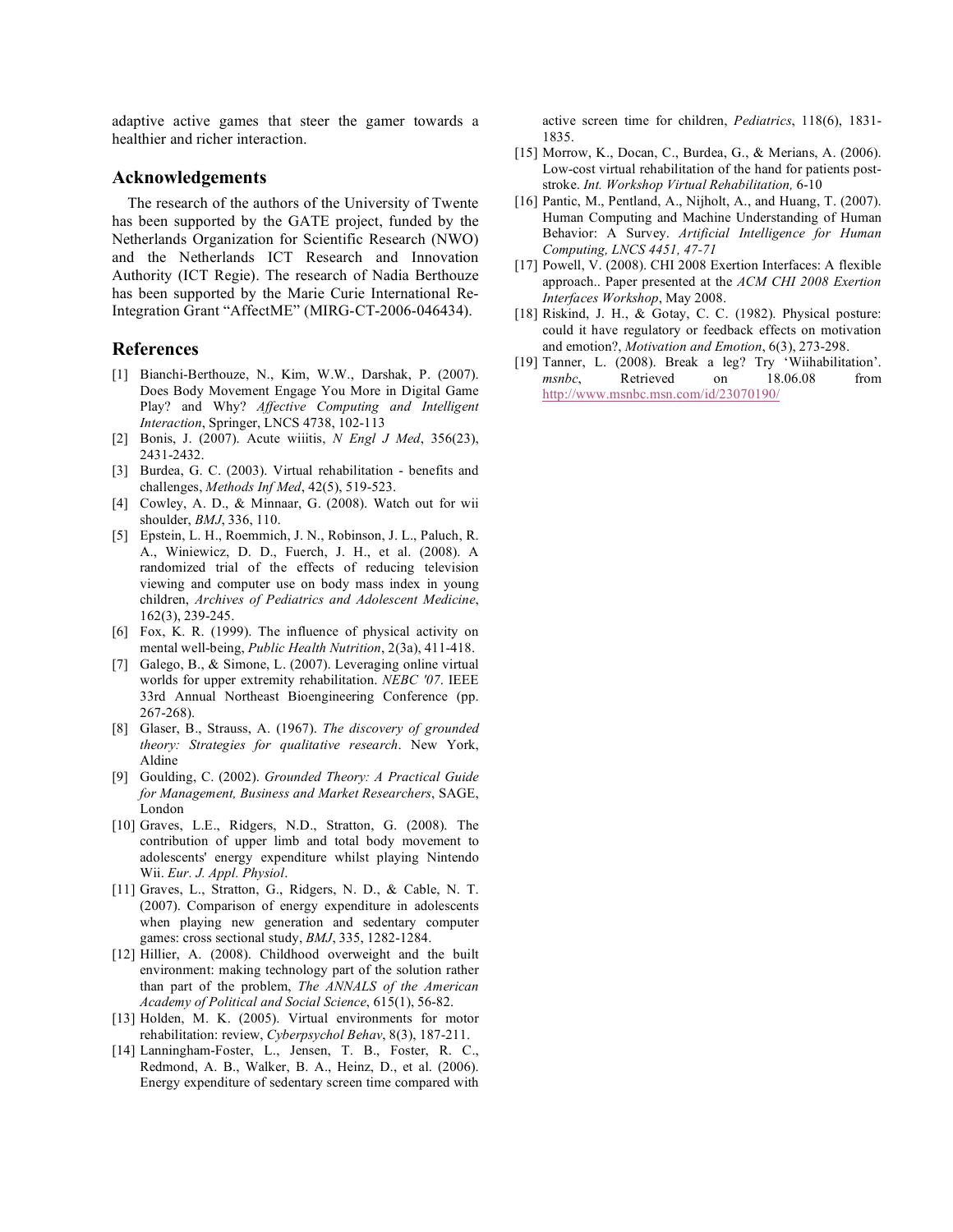adaptive active games that steer the gamer towards a healthier and richer interaction.

## Acknowledgements

The research of the authors of the University of Twente has been supported by the GATE project, funded by the Netherlands Organization for Scientific Research (NWO) and the Netherlands ICT Research and Innovation Authority (ICT Regie). The research of Nadia Berthouze has been supported by the Marie Curie International Re-Integration Grant "AffectME" (MIRG-CT-2006-046434).

## References

[1] Bianchi-Berthouze, N., Kim, W.W., Darshak, P. (2007). Does Body Movement Engage You More in Digital Game Play? and Why? *Affective Computing and Intelligent Interaction*, Springer, LNCS 4738, 102-113

[2] Bonis, J. (2007). Acute wiiitis, *N Engl J Med*, 356(23), 2431-2432.

[3] Burdea, G. C. (2003). Virtual rehabilitation - benefits and challenges, *Methods Inf Med*, 42(5), 519-523.

[4] Cowley, A. D., & Minnaar, G. (2008). Watch out for wii shoulder, *BMJ*, 336, 110.

[5] Epstein, L. H., Roemmich, J. N., Robinson, J. L., Paluch, R. A., Winiewicz, D. D., Fuerch, J. H., et al. (2008). A randomized trial of the effects of reducing television viewing and computer use on body mass index in young children, *Archives of Pediatrics and Adolescent Medicine*, 162(3), 239-245.

[6] Fox, K. R. (1999). The influence of physical activity on mental well-being, *Public Health Nutrition*, 2(3a), 411-418.

[7] Galego, B., & Simone, L. (2007). Leveraging online virtual worlds for upper extremity rehabilitation. *NEBC '07*. IEEE 33rd Annual Northeast Bioengineering Conference (pp. 267-268).

[8] Glaser, B., Strauss, A. (1967). *The discovery of grounded theory: Strategies for qualitative research*. New York, Aldine

[9] Goulding, C. (2002). *Grounded Theory: A Practical Guide for Management, Business and Market Researchers*, SAGE, London

[10] Graves, L.E., Ridgers, N.D., Stratton, G. (2008). The contribution of upper limb and total body movement to adolescents' energy expenditure whilst playing Nintendo Wii. *Eur. J. Appl. Physiol*.

[11] Graves, L., Stratton, G., Ridgers, N. D., & Cable, N. T. (2007). Comparison of energy expenditure in adolescents when playing new generation and sedentary computer games: cross sectional study, *BMJ*, 335, 1282-1284.

[12] Hillier, A. (2008). Childhood overweight and the built environment: making technology part of the solution rather than part of the problem, *The ANNALS of the American Academy of Political and Social Science*, 615(1), 56-82.

[13] Holden, M. K. (2005). Virtual environments for motor rehabilitation: review, *Cyberpsychol Behav*, 8(3), 187-211.

[14] Lanningham-Foster, L., Jensen, T. B., Foster, R. C., Redmond, A. B., Walker, B. A., Heinz, D., et al. (2006). Energy expenditure of sedentary screen time compared with active screen time for children, *Pediatrics*, 118(6), 1831-1835.

[15] Morrow, K., Docan, C., Burdea, G., & Merians, A. (2006). Low-cost virtual rehabilitation of the hand for patients post-stroke. *Int. Workshop Virtual Rehabilitation,* 6-10

[16] Pantic, M., Pentland, A., Nijholt, A., and Huang, T. (2007). Human Computing and Machine Understanding of Human Behavior: A Survey. *Artificial Intelligence for Human Computing, LNCS 4451, 47-71*

[17] Powell, V. (2008). CHI 2008 Exertion Interfaces: A flexible approach.. Paper presented at the *ACM CHI 2008 Exertion Interfaces Workshop*, May 2008.

[18] Riskind, J. H., & Gotay, C. C. (1982). Physical posture: could it have regulatory or feedback effects on motivation and emotion?, *Motivation and Emotion*, 6(3), 273-298.

[19] Tanner, L. (2008). Break a leg? Try 'Wiihabilitation'. *msnbc*, Retrieved on 18.06.08 from http://www.msnbc.msn.com/id/23070190/